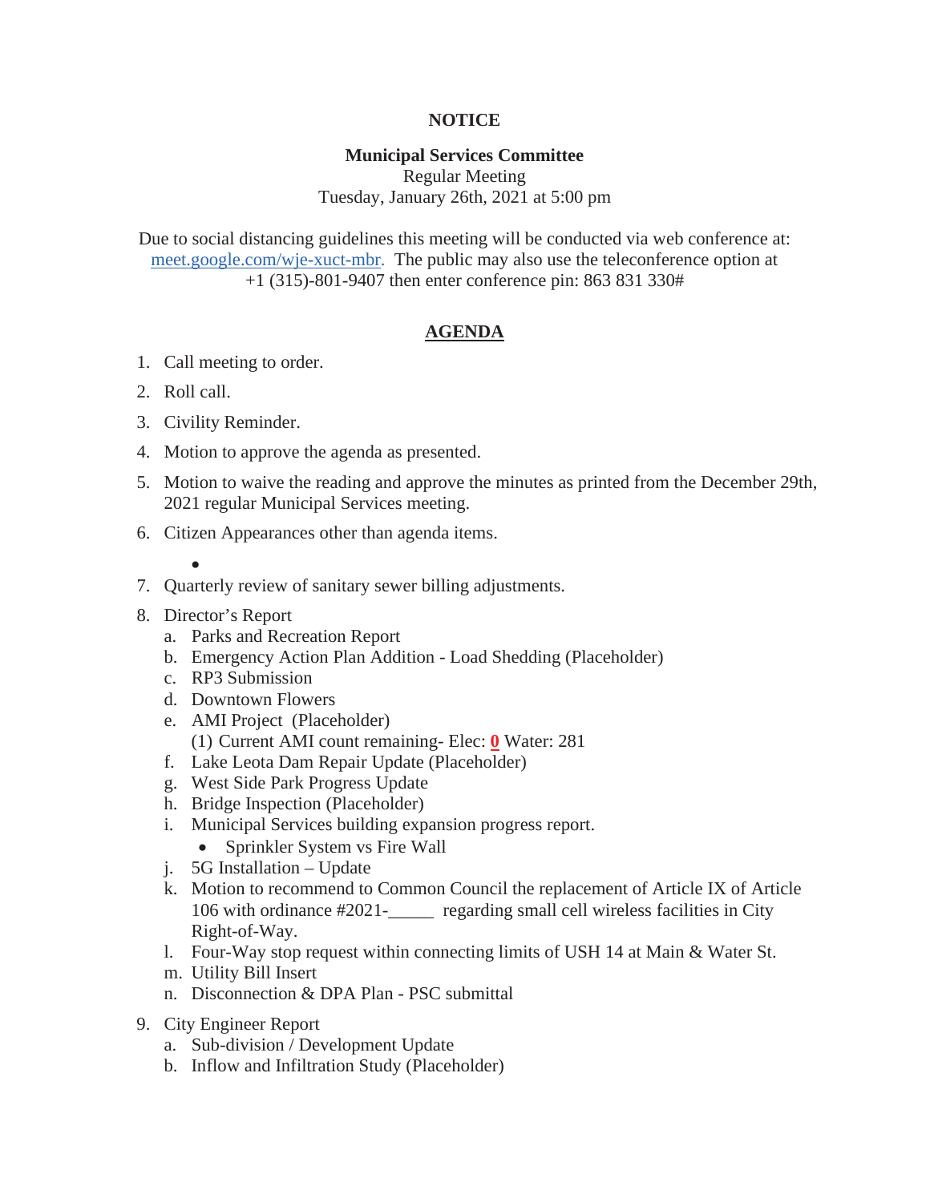**NOTICE**

**Municipal Services Committee**
Regular Meeting
Tuesday, January 26th, 2021 at 5:00 pm

Due to social distancing guidelines this meeting will be conducted via web conference at: meet.google.com/wje-xuct-mbr. The public may also use the teleconference option at +1 (315)-801-9407 then enter conference pin: 863 831 330#

## AGENDA

1. Call meeting to order.
2. Roll call.
3. Civility Reminder.
4. Motion to approve the agenda as presented.
5. Motion to waive the reading and approve the minutes as printed from the December 29th, 2021 regular Municipal Services meeting.
6. Citizen Appearances other than agenda items.
   -
7. Quarterly review of sanitary sewer billing adjustments.
8. Director's Report
   a. Parks and Recreation Report
   b. Emergency Action Plan Addition - Load Shedding (Placeholder)
   c. RP3 Submission
   d. Downtown Flowers
   e. AMI Project (Placeholder)
      (1) Current AMI count remaining- Elec: **0** Water: 281
   f. Lake Leota Dam Repair Update (Placeholder)
   g. West Side Park Progress Update
   h. Bridge Inspection (Placeholder)
   i. Municipal Services building expansion progress report.
      - Sprinkler System vs Fire Wall
   j. 5G Installation – Update
   k. Motion to recommend to Common Council the replacement of Article IX of Article 106 with ordinance #2021-_____ regarding small cell wireless facilities in City Right-of-Way.
   l. Four-Way stop request within connecting limits of USH 14 at Main & Water St.
   m. Utility Bill Insert
   n. Disconnection & DPA Plan - PSC submittal
9. City Engineer Report
   a. Sub-division / Development Update
   b. Inflow and Infiltration Study (Placeholder)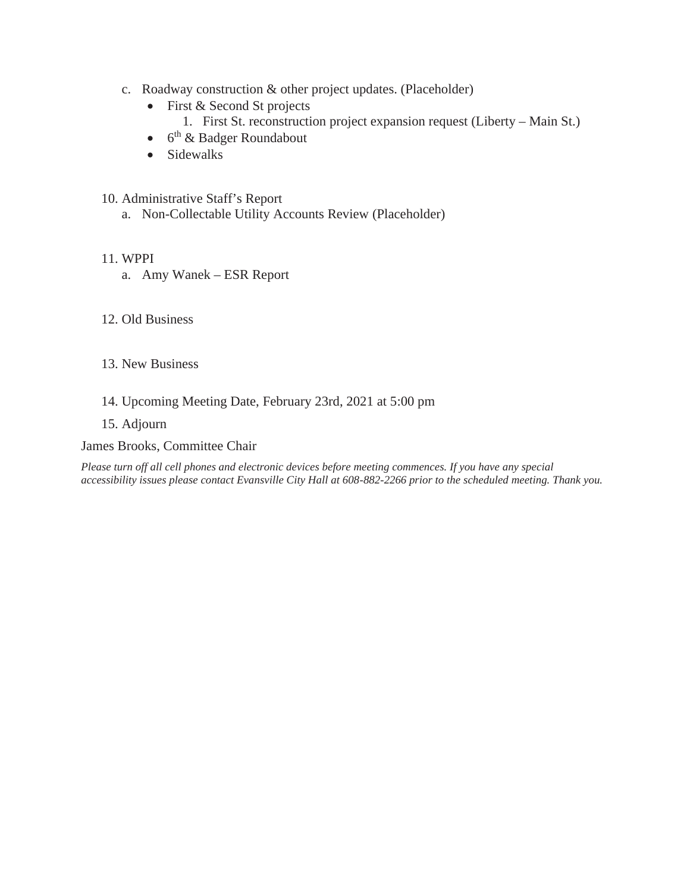c. Roadway construction & other project updates. (Placeholder)
   - First & Second St projects
     1. First St. reconstruction project expansion request (Liberty – Main St.)
   - 6th & Badger Roundabout
   - Sidewalks

10. Administrative Staff's Report
    a. Non-Collectable Utility Accounts Review (Placeholder)

11. WPPI
    a. Amy Wanek – ESR Report

12. Old Business

13. New Business

14. Upcoming Meeting Date, February 23rd, 2021 at 5:00 pm

15. Adjourn

James Brooks, Committee Chair

*Please turn off all cell phones and electronic devices before meeting commences. If you have any special accessibility issues please contact Evansville City Hall at 608-882-2266 prior to the scheduled meeting. Thank you.*